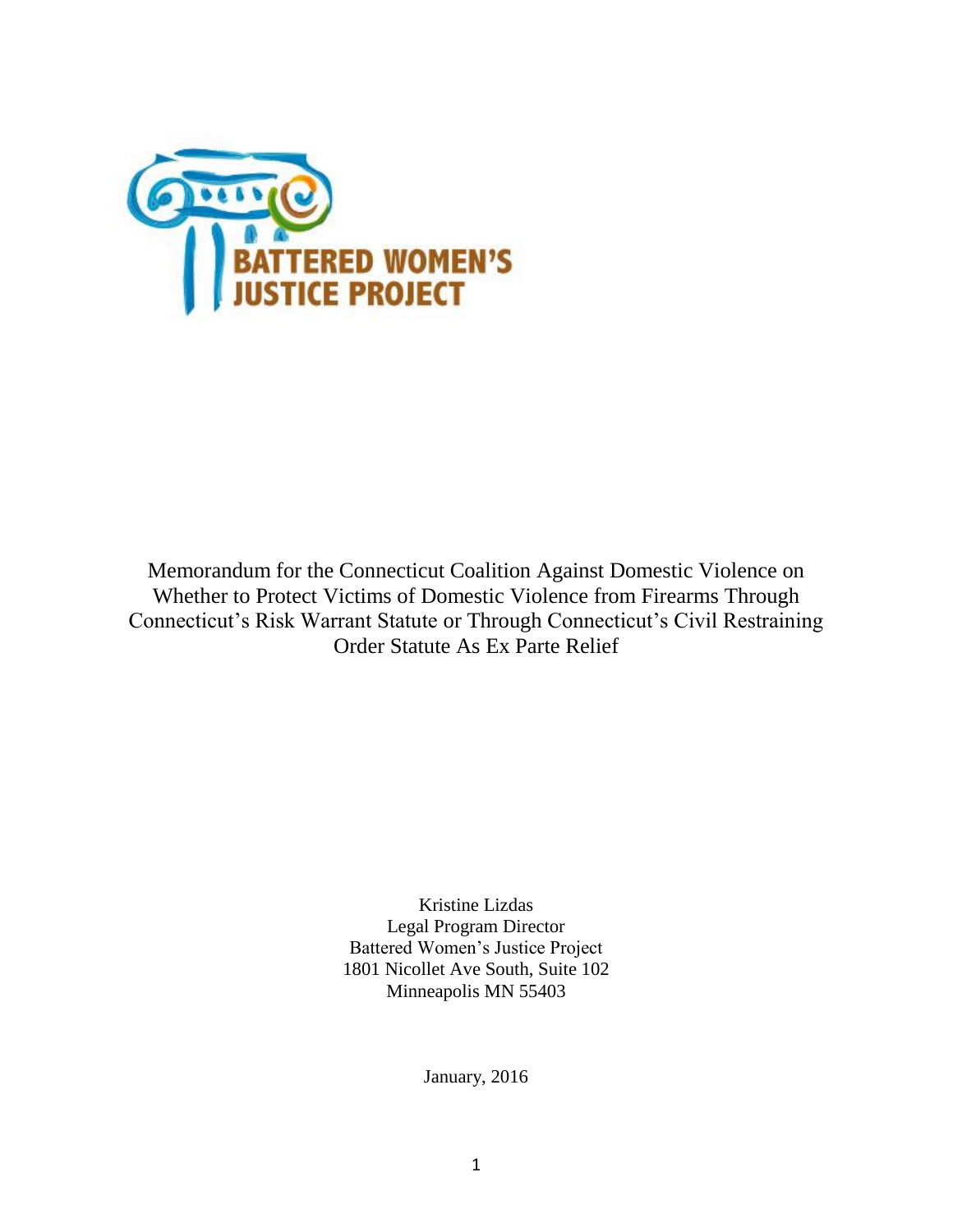BATTERED WOMEN'S JUSTICE PROJECT

Memorandum for the Connecticut Coalition Against Domestic Violence on Whether to Protect Victims of Domestic Violence from Firearms Through Connecticut's Risk Warrant Statute or Through Connecticut's Civil Restraining Order Statute As Ex Parte Relief

Kristine Lizdas
Legal Program Director
Battered Women's Justice Project
1801 Nicollet Ave South, Suite 102
Minneapolis MN 55403

January, 2016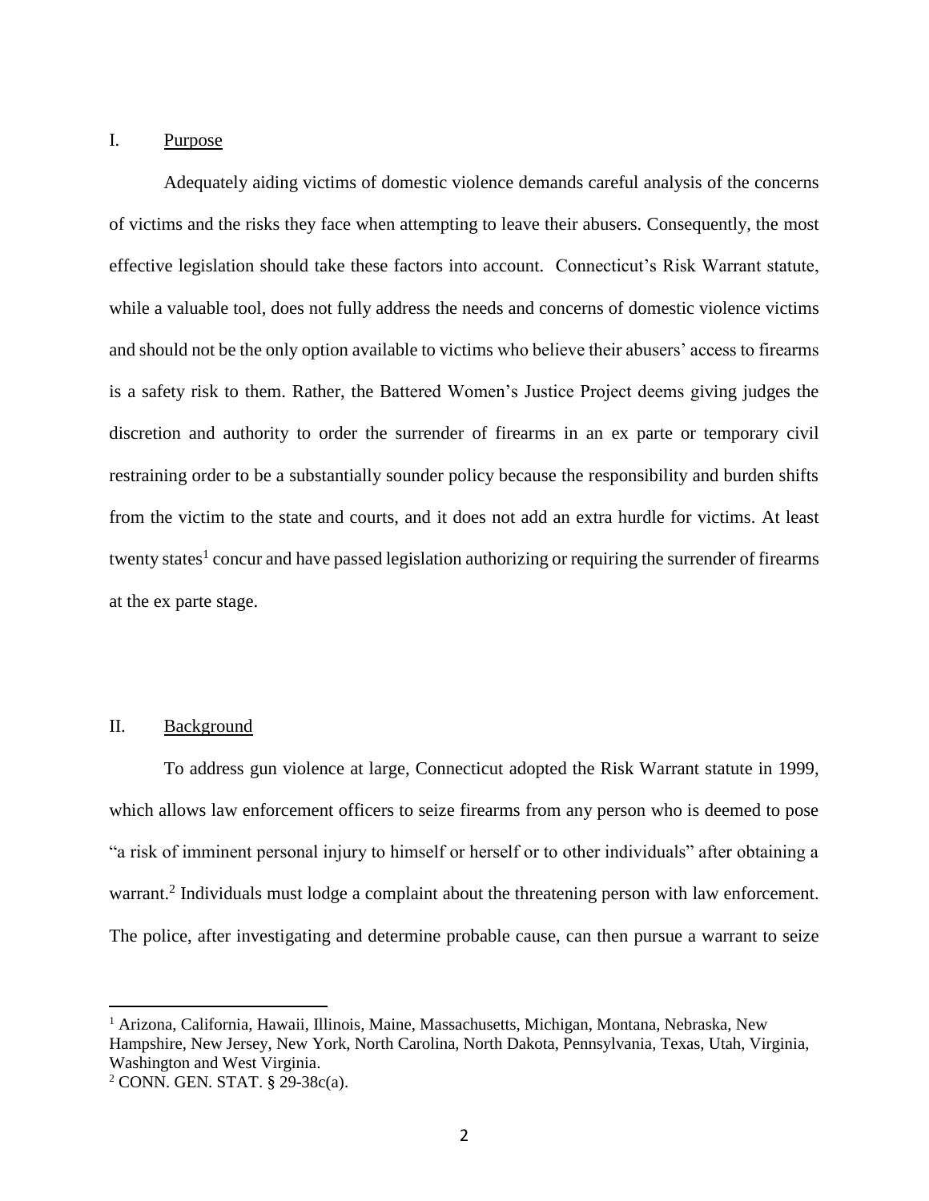## I. Purpose

Adequately aiding victims of domestic violence demands careful analysis of the concerns of victims and the risks they face when attempting to leave their abusers. Consequently, the most effective legislation should take these factors into account. Connecticut's Risk Warrant statute, while a valuable tool, does not fully address the needs and concerns of domestic violence victims and should not be the only option available to victims who believe their abusers' access to firearms is a safety risk to them. Rather, the Battered Women's Justice Project deems giving judges the discretion and authority to order the surrender of firearms in an ex parte or temporary civil restraining order to be a substantially sounder policy because the responsibility and burden shifts from the victim to the state and courts, and it does not add an extra hurdle for victims. At least twenty states[1] concur and have passed legislation authorizing or requiring the surrender of firearms at the ex parte stage.

## II. Background

To address gun violence at large, Connecticut adopted the Risk Warrant statute in 1999, which allows law enforcement officers to seize firearms from any person who is deemed to pose "a risk of imminent personal injury to himself or herself or to other individuals" after obtaining a warrant.[2] Individuals must lodge a complaint about the threatening person with law enforcement. The police, after investigating and determine probable cause, can then pursue a warrant to seize

---

[1] Arizona, California, Hawaii, Illinois, Maine, Massachusetts, Michigan, Montana, Nebraska, New Hampshire, New Jersey, New York, North Carolina, North Dakota, Pennsylvania, Texas, Utah, Virginia, Washington and West Virginia.

[2] CONN. GEN. STAT. § 29-38c(a).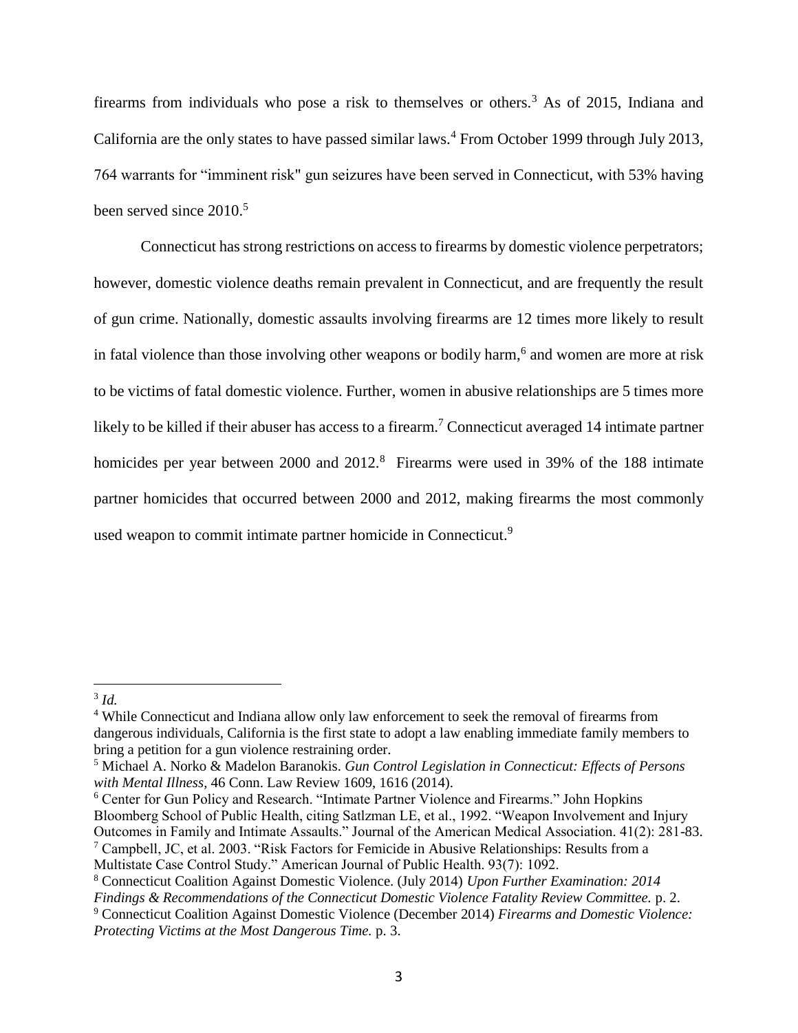firearms from individuals who pose a risk to themselves or others.[3] As of 2015, Indiana and California are the only states to have passed similar laws.[4] From October 1999 through July 2013, 764 warrants for "imminent risk" gun seizures have been served in Connecticut, with 53% having been served since 2010.[5]

Connecticut has strong restrictions on access to firearms by domestic violence perpetrators; however, domestic violence deaths remain prevalent in Connecticut, and are frequently the result of gun crime. Nationally, domestic assaults involving firearms are 12 times more likely to result in fatal violence than those involving other weapons or bodily harm,[6] and women are more at risk to be victims of fatal domestic violence. Further, women in abusive relationships are 5 times more likely to be killed if their abuser has access to a firearm.[7] Connecticut averaged 14 intimate partner homicides per year between 2000 and 2012.[8] Firearms were used in 39% of the 188 intimate partner homicides that occurred between 2000 and 2012, making firearms the most commonly used weapon to commit intimate partner homicide in Connecticut.[9]

---

[3] *Id.*

[4] While Connecticut and Indiana allow only law enforcement to seek the removal of firearms from dangerous individuals, California is the first state to adopt a law enabling immediate family members to bring a petition for a gun violence restraining order.

[5] Michael A. Norko & Madelon Baranokis. *Gun Control Legislation in Connecticut: Effects of Persons with Mental Illness,* 46 Conn. Law Review 1609, 1616 (2014).

[6] Center for Gun Policy and Research. "Intimate Partner Violence and Firearms." John Hopkins Bloomberg School of Public Health, citing Satlzman LE, et al., 1992. "Weapon Involvement and Injury Outcomes in Family and Intimate Assaults." Journal of the American Medical Association. 41(2): 281-83.

[7] Campbell, JC, et al. 2003. "Risk Factors for Femicide in Abusive Relationships: Results from a Multistate Case Control Study." American Journal of Public Health. 93(7): 1092.

[8] Connecticut Coalition Against Domestic Violence. (July 2014) *Upon Further Examination: 2014 Findings & Recommendations of the Connecticut Domestic Violence Fatality Review Committee.* p. 2.

[9] Connecticut Coalition Against Domestic Violence (December 2014) *Firearms and Domestic Violence: Protecting Victims at the Most Dangerous Time.* p. 3.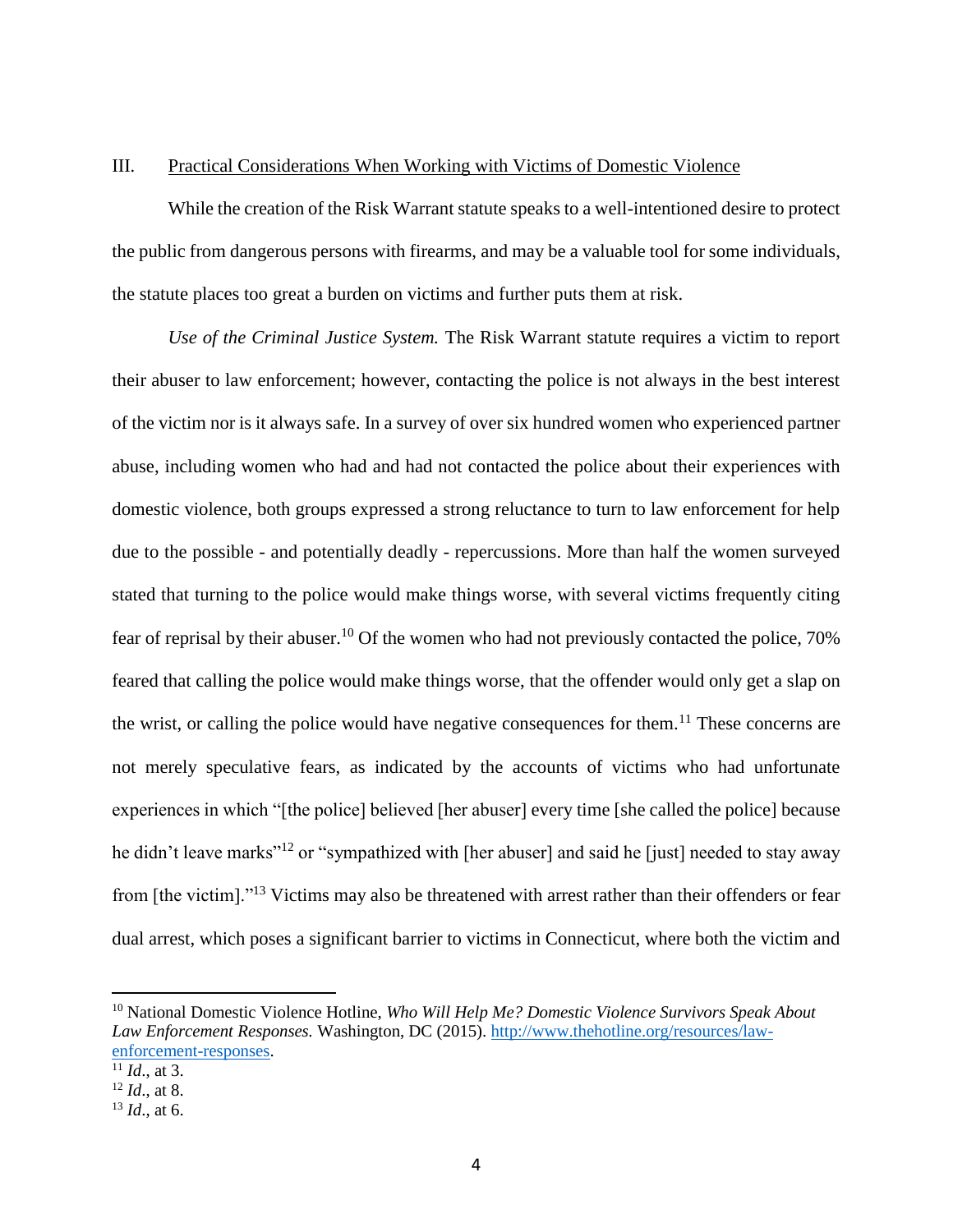## III. Practical Considerations When Working with Victims of Domestic Violence

While the creation of the Risk Warrant statute speaks to a well-intentioned desire to protect the public from dangerous persons with firearms, and may be a valuable tool for some individuals, the statute places too great a burden on victims and further puts them at risk.

*Use of the Criminal Justice System.* The Risk Warrant statute requires a victim to report their abuser to law enforcement; however, contacting the police is not always in the best interest of the victim nor is it always safe. In a survey of over six hundred women who experienced partner abuse, including women who had and had not contacted the police about their experiences with domestic violence, both groups expressed a strong reluctance to turn to law enforcement for help due to the possible - and potentially deadly - repercussions. More than half the women surveyed stated that turning to the police would make things worse, with several victims frequently citing fear of reprisal by their abuser.[10] Of the women who had not previously contacted the police, 70% feared that calling the police would make things worse, that the offender would only get a slap on the wrist, or calling the police would have negative consequences for them.[11] These concerns are not merely speculative fears, as indicated by the accounts of victims who had unfortunate experiences in which "[the police] believed [her abuser] every time [she called the police] because he didn't leave marks"[12] or "sympathized with [her abuser] and said he [just] needed to stay away from [the victim]."[13] Victims may also be threatened with arrest rather than their offenders or fear dual arrest, which poses a significant barrier to victims in Connecticut, where both the victim and

---

[10] National Domestic Violence Hotline, *Who Will Help Me? Domestic Violence Survivors Speak About Law Enforcement Responses.* Washington, DC (2015). http://www.thehotline.org/resources/law-enforcement-responses.

[11] *Id*., at 3.

[12] *Id*., at 8.

[13] *Id*., at 6.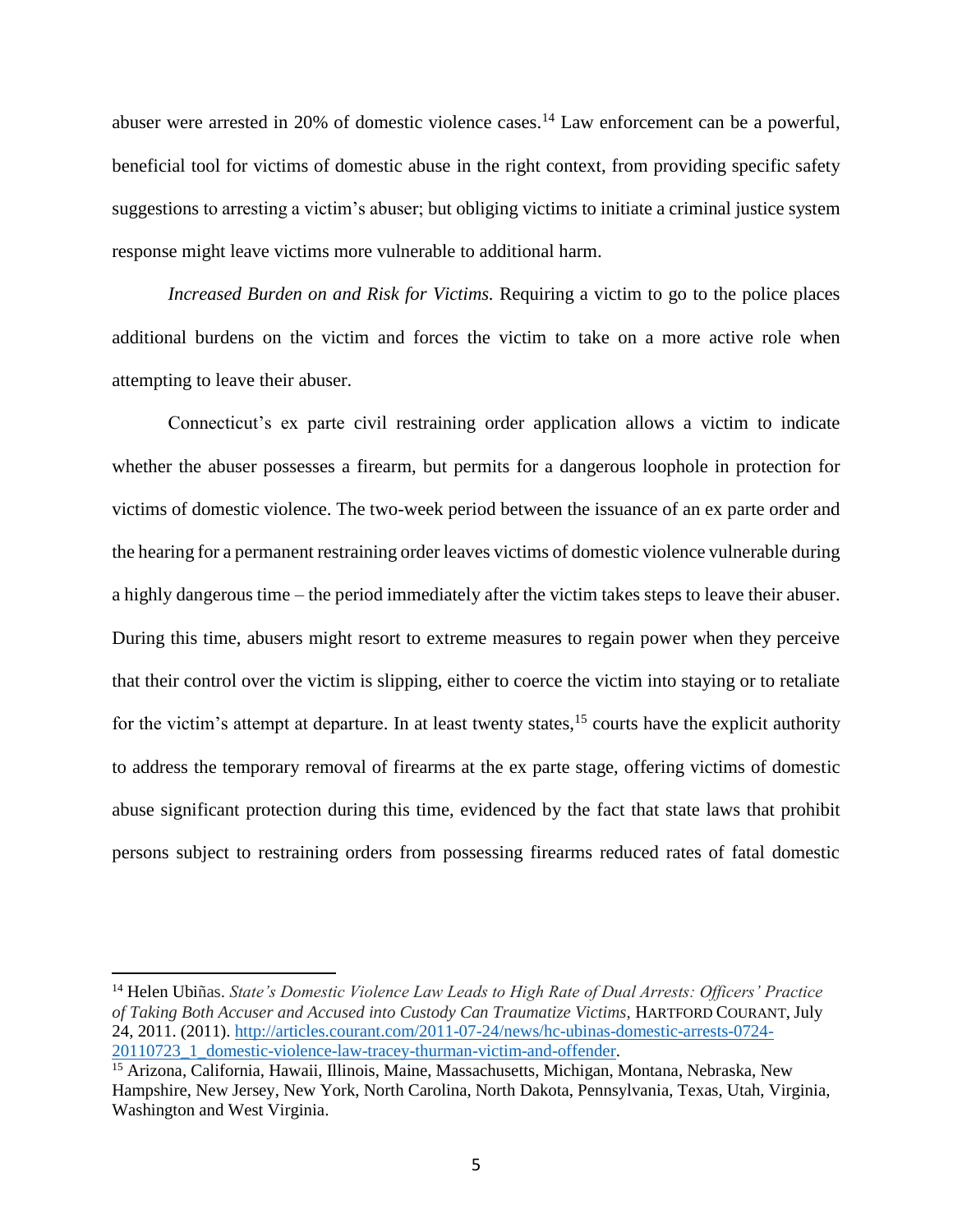abuser were arrested in 20% of domestic violence cases.[14] Law enforcement can be a powerful, beneficial tool for victims of domestic abuse in the right context, from providing specific safety suggestions to arresting a victim's abuser; but obliging victims to initiate a criminal justice system response might leave victims more vulnerable to additional harm.

*Increased Burden on and Risk for Victims.* Requiring a victim to go to the police places additional burdens on the victim and forces the victim to take on a more active role when attempting to leave their abuser.

Connecticut's ex parte civil restraining order application allows a victim to indicate whether the abuser possesses a firearm, but permits for a dangerous loophole in protection for victims of domestic violence. The two-week period between the issuance of an ex parte order and the hearing for a permanent restraining order leaves victims of domestic violence vulnerable during a highly dangerous time – the period immediately after the victim takes steps to leave their abuser. During this time, abusers might resort to extreme measures to regain power when they perceive that their control over the victim is slipping, either to coerce the victim into staying or to retaliate for the victim's attempt at departure. In at least twenty states,[15] courts have the explicit authority to address the temporary removal of firearms at the ex parte stage, offering victims of domestic abuse significant protection during this time, evidenced by the fact that state laws that prohibit persons subject to restraining orders from possessing firearms reduced rates of fatal domestic

---

[14] Helen Ubiñas. *State's Domestic Violence Law Leads to High Rate of Dual Arrests: Officers' Practice of Taking Both Accuser and Accused into Custody Can Traumatize Victims,* HARTFORD COURANT, July 24, 2011. (2011). [http://articles.courant.com/2011-07-24/news/hc-ubinas-domestic-arrests-0724-20110723_1_domestic-violence-law-tracey-thurman-victim-and-offender](http://articles.courant.com/2011-07-24/news/hc-ubinas-domestic-arrests-0724-20110723_1_domestic-violence-law-tracey-thurman-victim-and-offender).

[15] Arizona, California, Hawaii, Illinois, Maine, Massachusetts, Michigan, Montana, Nebraska, New Hampshire, New Jersey, New York, North Carolina, North Dakota, Pennsylvania, Texas, Utah, Virginia, Washington and West Virginia.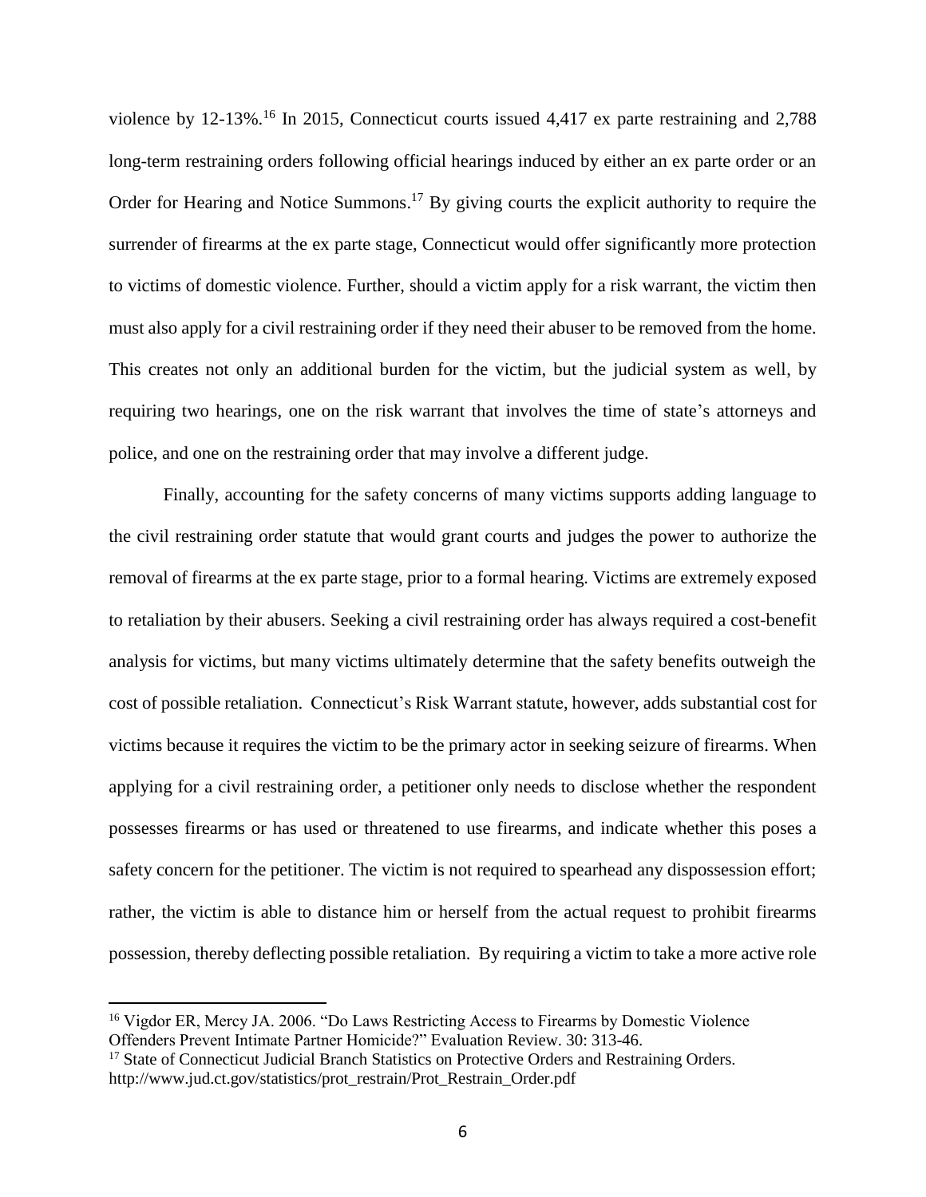violence by 12-13%.[16] In 2015, Connecticut courts issued 4,417 ex parte restraining and 2,788 long-term restraining orders following official hearings induced by either an ex parte order or an Order for Hearing and Notice Summons.[17] By giving courts the explicit authority to require the surrender of firearms at the ex parte stage, Connecticut would offer significantly more protection to victims of domestic violence. Further, should a victim apply for a risk warrant, the victim then must also apply for a civil restraining order if they need their abuser to be removed from the home. This creates not only an additional burden for the victim, but the judicial system as well, by requiring two hearings, one on the risk warrant that involves the time of state's attorneys and police, and one on the restraining order that may involve a different judge.

Finally, accounting for the safety concerns of many victims supports adding language to the civil restraining order statute that would grant courts and judges the power to authorize the removal of firearms at the ex parte stage, prior to a formal hearing. Victims are extremely exposed to retaliation by their abusers. Seeking a civil restraining order has always required a cost-benefit analysis for victims, but many victims ultimately determine that the safety benefits outweigh the cost of possible retaliation. Connecticut's Risk Warrant statute, however, adds substantial cost for victims because it requires the victim to be the primary actor in seeking seizure of firearms. When applying for a civil restraining order, a petitioner only needs to disclose whether the respondent possesses firearms or has used or threatened to use firearms, and indicate whether this poses a safety concern for the petitioner. The victim is not required to spearhead any dispossession effort; rather, the victim is able to distance him or herself from the actual request to prohibit firearms possession, thereby deflecting possible retaliation. By requiring a victim to take a more active role

[16] Vigdor ER, Mercy JA. 2006. "Do Laws Restricting Access to Firearms by Domestic Violence Offenders Prevent Intimate Partner Homicide?" Evaluation Review. 30: 313-46.

[17] State of Connecticut Judicial Branch Statistics on Protective Orders and Restraining Orders. http://www.jud.ct.gov/statistics/prot_restrain/Prot_Restrain_Order.pdf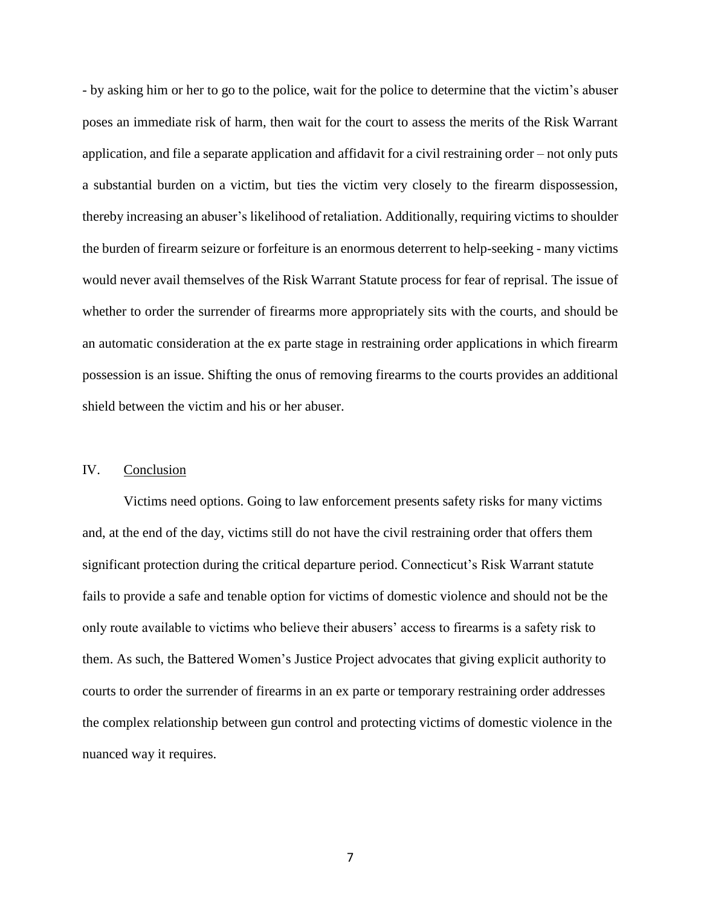- by asking him or her to go to the police, wait for the police to determine that the victim's abuser poses an immediate risk of harm, then wait for the court to assess the merits of the Risk Warrant application, and file a separate application and affidavit for a civil restraining order – not only puts a substantial burden on a victim, but ties the victim very closely to the firearm dispossession, thereby increasing an abuser's likelihood of retaliation. Additionally, requiring victims to shoulder the burden of firearm seizure or forfeiture is an enormous deterrent to help-seeking - many victims would never avail themselves of the Risk Warrant Statute process for fear of reprisal. The issue of whether to order the surrender of firearms more appropriately sits with the courts, and should be an automatic consideration at the ex parte stage in restraining order applications in which firearm possession is an issue. Shifting the onus of removing firearms to the courts provides an additional shield between the victim and his or her abuser.

## IV. Conclusion

Victims need options. Going to law enforcement presents safety risks for many victims and, at the end of the day, victims still do not have the civil restraining order that offers them significant protection during the critical departure period. Connecticut's Risk Warrant statute fails to provide a safe and tenable option for victims of domestic violence and should not be the only route available to victims who believe their abusers' access to firearms is a safety risk to them. As such, the Battered Women's Justice Project advocates that giving explicit authority to courts to order the surrender of firearms in an ex parte or temporary restraining order addresses the complex relationship between gun control and protecting victims of domestic violence in the nuanced way it requires.